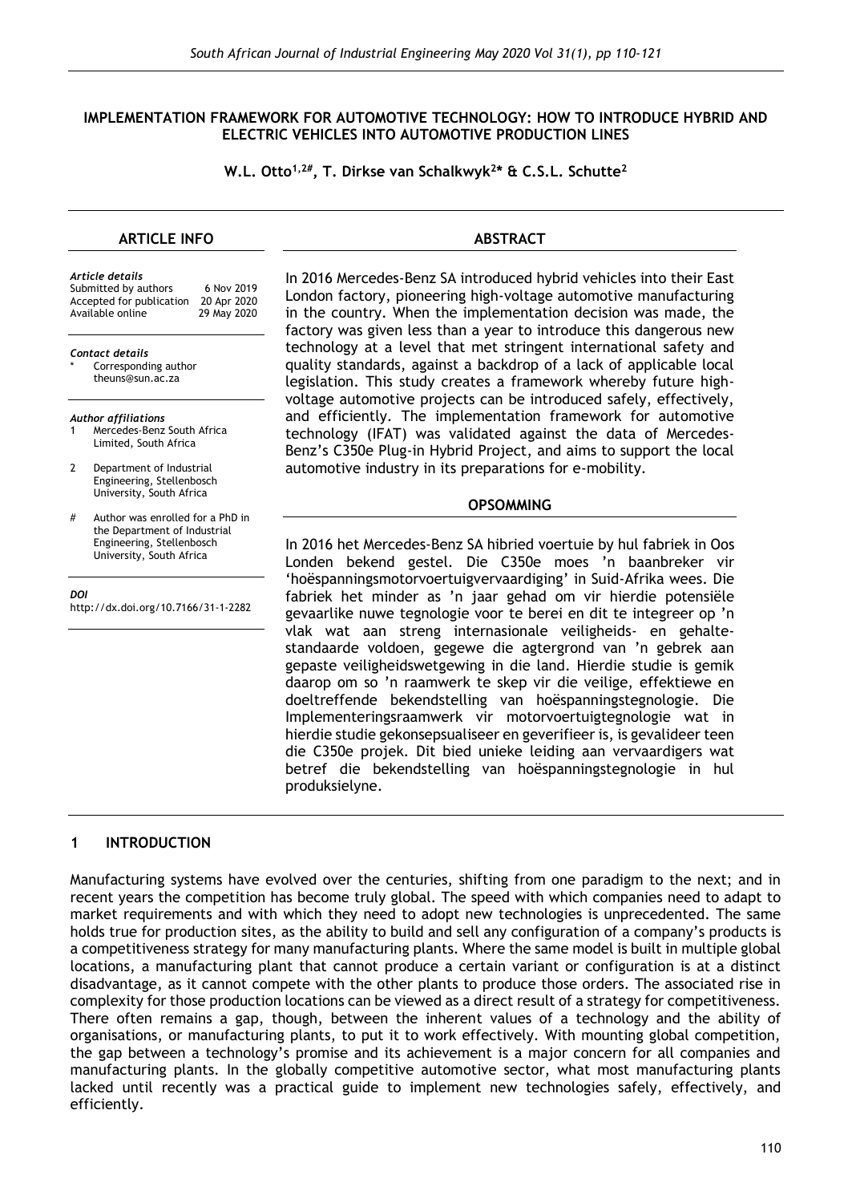# IMPLEMENTATION FRAMEWORK FOR AUTOMOTIVE TECHNOLOGY: HOW TO INTRODUCE HYBRID AND ELECTRIC VEHICLES INTO AUTOMOTIVE PRODUCTION LINES

**W.L. Otto[1,2#], T. Dirkse van Schalkwyk[2*] & C.S.L. Schutte[2]**

## ARTICLE INFO

*Article details*
Submitted by authors 6 Nov 2019
Accepted for publication 20 Apr 2020
Available online 29 May 2020

*Contact details*
\* Corresponding author
theuns@sun.ac.za

*Author affiliations*
1 Mercedes-Benz South Africa Limited, South Africa
2 Department of Industrial Engineering, Stellenbosch University, South Africa
\# Author was enrolled for a PhD in the Department of Industrial Engineering, Stellenbosch University, South Africa

*DOI*
http://dx.doi.org/10.7166/31-1-2282

## ABSTRACT

In 2016 Mercedes-Benz SA introduced hybrid vehicles into their East London factory, pioneering high-voltage automotive manufacturing in the country. When the implementation decision was made, the factory was given less than a year to introduce this dangerous new technology at a level that met stringent international safety and quality standards, against a backdrop of a lack of applicable local legislation. This study creates a framework whereby future high-voltage automotive projects can be introduced safely, effectively, and efficiently. The implementation framework for automotive technology (IFAT) was validated against the data of Mercedes-Benz's C350e Plug-in Hybrid Project, and aims to support the local automotive industry in its preparations for e-mobility.

## OPSOMMING

In 2016 het Mercedes-Benz SA hibried voertuie by hul fabriek in Oos Londen bekend gestel. Die C350e moes 'n baanbreker vir 'hoëspanningsmotorvoertuigvervaardiging' in Suid-Afrika wees. Die fabriek het minder as 'n jaar gehad om vir hierdie potensiële gevaarlike nuwe tegnologie voor te berei en dit te integreer op 'n vlak wat aan streng internasionale veiligheids- en gehaltestandaarde voldoen, gegewe die agtergrond van 'n gebrek aan gepaste veiligheidswetgewing in die land. Hierdie studie is gemik daarop om so 'n raamwerk te skep vir die veilige, effektiewe en doeltreffende bekendstelling van hoëspanningstegnologie. Die Implementeringsraamwerk vir motorvoertuigtegnologie wat in hierdie studie gekonsepsualiseer en geverifieer is, is gevalideer teen die C350e projek. Dit bied unieke leiding aan vervaardigers wat betref die bekendstelling van hoëspanningstegnologie in hul produksielyne.

## 1 INTRODUCTION

Manufacturing systems have evolved over the centuries, shifting from one paradigm to the next; and in recent years the competition has become truly global. The speed with which companies need to adapt to market requirements and with which they need to adopt new technologies is unprecedented. The same holds true for production sites, as the ability to build and sell any configuration of a company's products is a competitiveness strategy for many manufacturing plants. Where the same model is built in multiple global locations, a manufacturing plant that cannot produce a certain variant or configuration is at a distinct disadvantage, as it cannot compete with the other plants to produce those orders. The associated rise in complexity for those production locations can be viewed as a direct result of a strategy for competitiveness. There often remains a gap, though, between the inherent values of a technology and the ability of organisations, or manufacturing plants, to put it to work effectively. With mounting global competition, the gap between a technology's promise and its achievement is a major concern for all companies and manufacturing plants. In the globally competitive automotive sector, what most manufacturing plants lacked until recently was a practical guide to implement new technologies safely, effectively, and efficiently.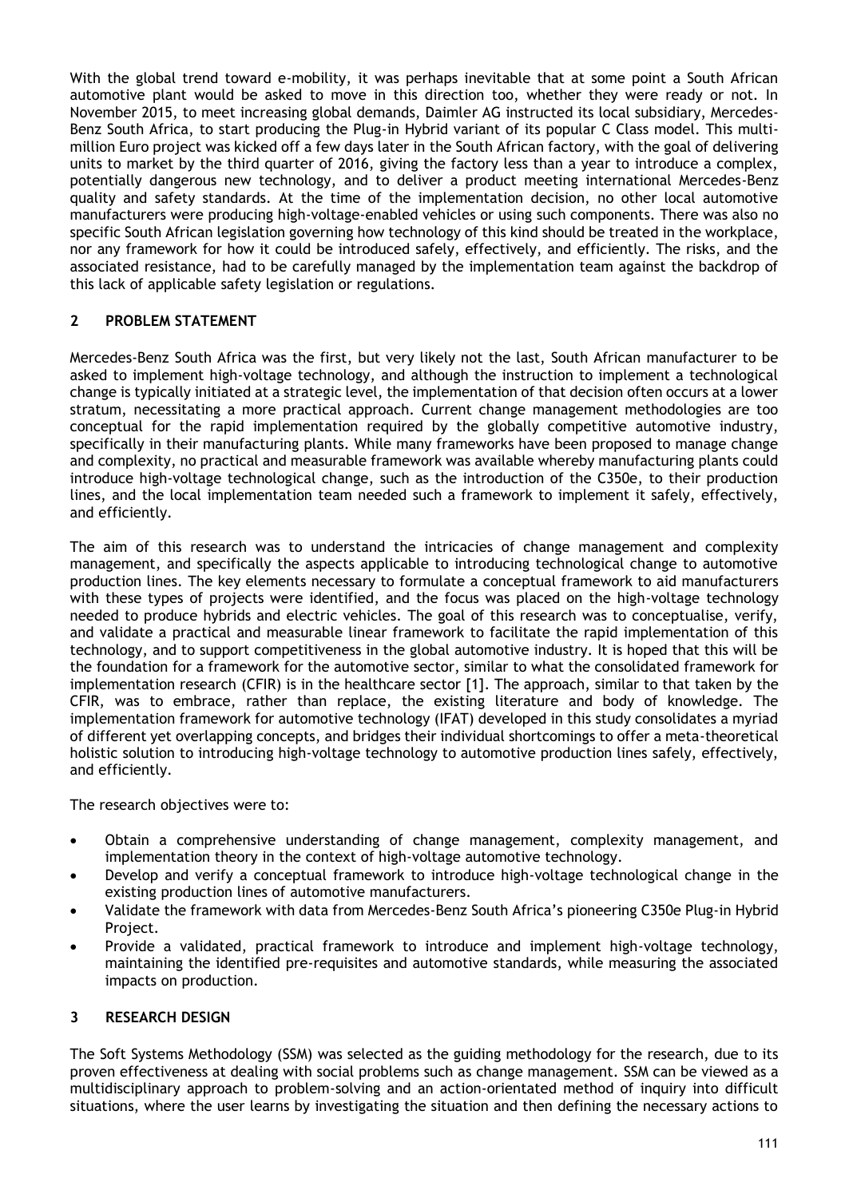With the global trend toward e-mobility, it was perhaps inevitable that at some point a South African automotive plant would be asked to move in this direction too, whether they were ready or not. In November 2015, to meet increasing global demands, Daimler AG instructed its local subsidiary, Mercedes-Benz South Africa, to start producing the Plug-in Hybrid variant of its popular C Class model. This multi-million Euro project was kicked off a few days later in the South African factory, with the goal of delivering units to market by the third quarter of 2016, giving the factory less than a year to introduce a complex, potentially dangerous new technology, and to deliver a product meeting international Mercedes-Benz quality and safety standards. At the time of the implementation decision, no other local automotive manufacturers were producing high-voltage-enabled vehicles or using such components. There was also no specific South African legislation governing how technology of this kind should be treated in the workplace, nor any framework for how it could be introduced safely, effectively, and efficiently. The risks, and the associated resistance, had to be carefully managed by the implementation team against the backdrop of this lack of applicable safety legislation or regulations.

## 2 PROBLEM STATEMENT

Mercedes-Benz South Africa was the first, but very likely not the last, South African manufacturer to be asked to implement high-voltage technology, and although the instruction to implement a technological change is typically initiated at a strategic level, the implementation of that decision often occurs at a lower stratum, necessitating a more practical approach. Current change management methodologies are too conceptual for the rapid implementation required by the globally competitive automotive industry, specifically in their manufacturing plants. While many frameworks have been proposed to manage change and complexity, no practical and measurable framework was available whereby manufacturing plants could introduce high-voltage technological change, such as the introduction of the C350e, to their production lines, and the local implementation team needed such a framework to implement it safely, effectively, and efficiently.

The aim of this research was to understand the intricacies of change management and complexity management, and specifically the aspects applicable to introducing technological change to automotive production lines. The key elements necessary to formulate a conceptual framework to aid manufacturers with these types of projects were identified, and the focus was placed on the high-voltage technology needed to produce hybrids and electric vehicles. The goal of this research was to conceptualise, verify, and validate a practical and measurable linear framework to facilitate the rapid implementation of this technology, and to support competitiveness in the global automotive industry. It is hoped that this will be the foundation for a framework for the automotive sector, similar to what the consolidated framework for implementation research (CFIR) is in the healthcare sector [1]. The approach, similar to that taken by the CFIR, was to embrace, rather than replace, the existing literature and body of knowledge. The implementation framework for automotive technology (IFAT) developed in this study consolidates a myriad of different yet overlapping concepts, and bridges their individual shortcomings to offer a meta-theoretical holistic solution to introducing high-voltage technology to automotive production lines safely, effectively, and efficiently.

The research objectives were to:

- Obtain a comprehensive understanding of change management, complexity management, and implementation theory in the context of high-voltage automotive technology.
- Develop and verify a conceptual framework to introduce high-voltage technological change in the existing production lines of automotive manufacturers.
- Validate the framework with data from Mercedes-Benz South Africa's pioneering C350e Plug-in Hybrid Project.
- Provide a validated, practical framework to introduce and implement high-voltage technology, maintaining the identified pre-requisites and automotive standards, while measuring the associated impacts on production.

## 3 RESEARCH DESIGN

The Soft Systems Methodology (SSM) was selected as the guiding methodology for the research, due to its proven effectiveness at dealing with social problems such as change management. SSM can be viewed as a multidisciplinary approach to problem-solving and an action-orientated method of inquiry into difficult situations, where the user learns by investigating the situation and then defining the necessary actions to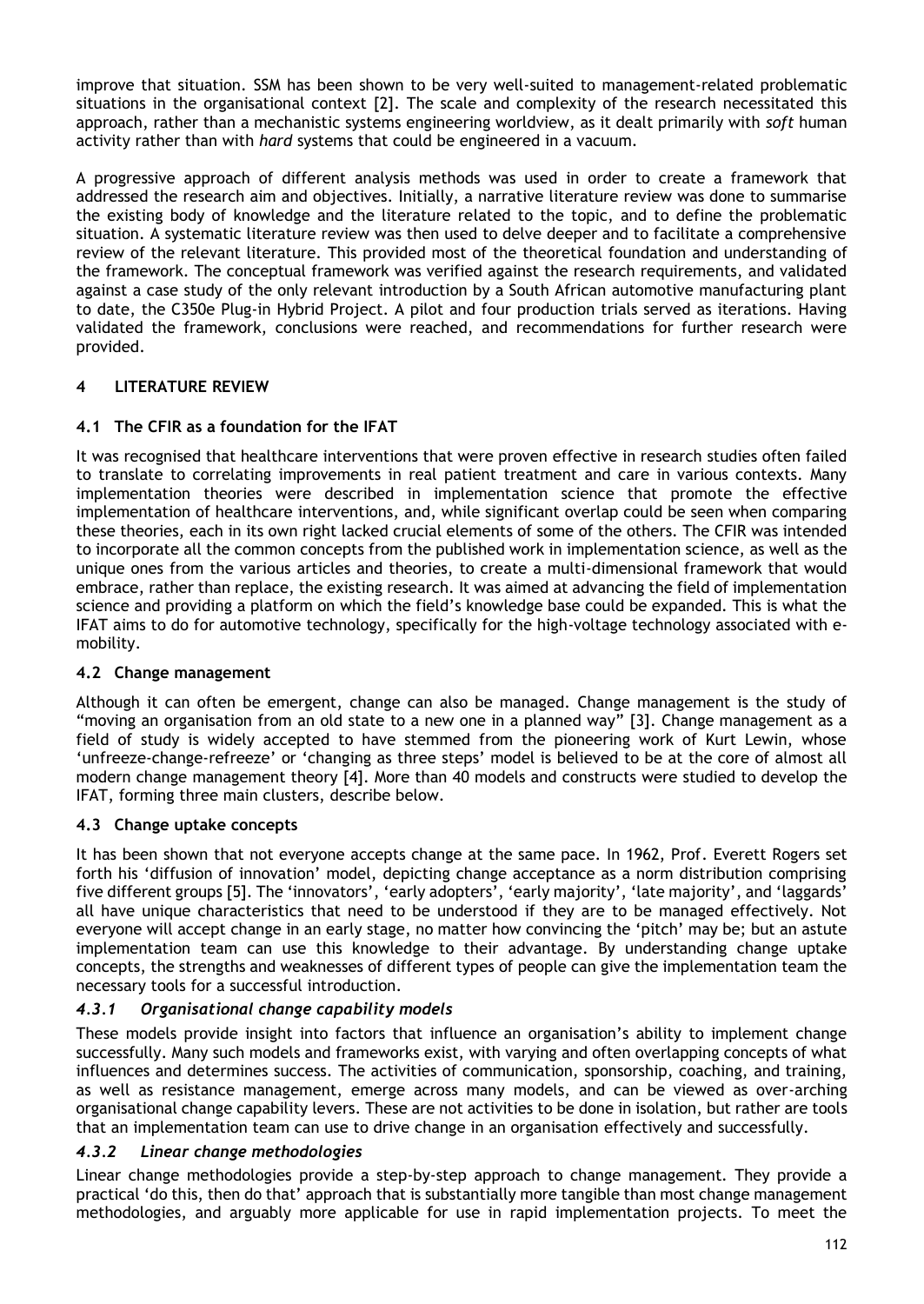improve that situation. SSM has been shown to be very well-suited to management-related problematic situations in the organisational context [2]. The scale and complexity of the research necessitated this approach, rather than a mechanistic systems engineering worldview, as it dealt primarily with *soft* human activity rather than with *hard* systems that could be engineered in a vacuum.

A progressive approach of different analysis methods was used in order to create a framework that addressed the research aim and objectives. Initially, a narrative literature review was done to summarise the existing body of knowledge and the literature related to the topic, and to define the problematic situation. A systematic literature review was then used to delve deeper and to facilitate a comprehensive review of the relevant literature. This provided most of the theoretical foundation and understanding of the framework. The conceptual framework was verified against the research requirements, and validated against a case study of the only relevant introduction by a South African automotive manufacturing plant to date, the C350e Plug-in Hybrid Project. A pilot and four production trials served as iterations. Having validated the framework, conclusions were reached, and recommendations for further research were provided.

## 4 LITERATURE REVIEW

### 4.1 The CFIR as a foundation for the IFAT

It was recognised that healthcare interventions that were proven effective in research studies often failed to translate to correlating improvements in real patient treatment and care in various contexts. Many implementation theories were described in implementation science that promote the effective implementation of healthcare interventions, and, while significant overlap could be seen when comparing these theories, each in its own right lacked crucial elements of some of the others. The CFIR was intended to incorporate all the common concepts from the published work in implementation science, as well as the unique ones from the various articles and theories, to create a multi-dimensional framework that would embrace, rather than replace, the existing research. It was aimed at advancing the field of implementation science and providing a platform on which the field's knowledge base could be expanded. This is what the IFAT aims to do for automotive technology, specifically for the high-voltage technology associated with e-mobility.

### 4.2 Change management

Although it can often be emergent, change can also be managed. Change management is the study of "moving an organisation from an old state to a new one in a planned way" [3]. Change management as a field of study is widely accepted to have stemmed from the pioneering work of Kurt Lewin, whose 'unfreeze-change-refreeze' or 'changing as three steps' model is believed to be at the core of almost all modern change management theory [4]. More than 40 models and constructs were studied to develop the IFAT, forming three main clusters, describe below.

### 4.3 Change uptake concepts

It has been shown that not everyone accepts change at the same pace. In 1962, Prof. Everett Rogers set forth his 'diffusion of innovation' model, depicting change acceptance as a norm distribution comprising five different groups [5]. The 'innovators', 'early adopters', 'early majority', 'late majority', and 'laggards' all have unique characteristics that need to be understood if they are to be managed effectively. Not everyone will accept change in an early stage, no matter how convincing the 'pitch' may be; but an astute implementation team can use this knowledge to their advantage. By understanding change uptake concepts, the strengths and weaknesses of different types of people can give the implementation team the necessary tools for a successful introduction.

#### *4.3.1 Organisational change capability models*

These models provide insight into factors that influence an organisation's ability to implement change successfully. Many such models and frameworks exist, with varying and often overlapping concepts of what influences and determines success. The activities of communication, sponsorship, coaching, and training, as well as resistance management, emerge across many models, and can be viewed as over-arching organisational change capability levers. These are not activities to be done in isolation, but rather are tools that an implementation team can use to drive change in an organisation effectively and successfully.

#### *4.3.2 Linear change methodologies*

Linear change methodologies provide a step-by-step approach to change management. They provide a practical 'do this, then do that' approach that is substantially more tangible than most change management methodologies, and arguably more applicable for use in rapid implementation projects. To meet the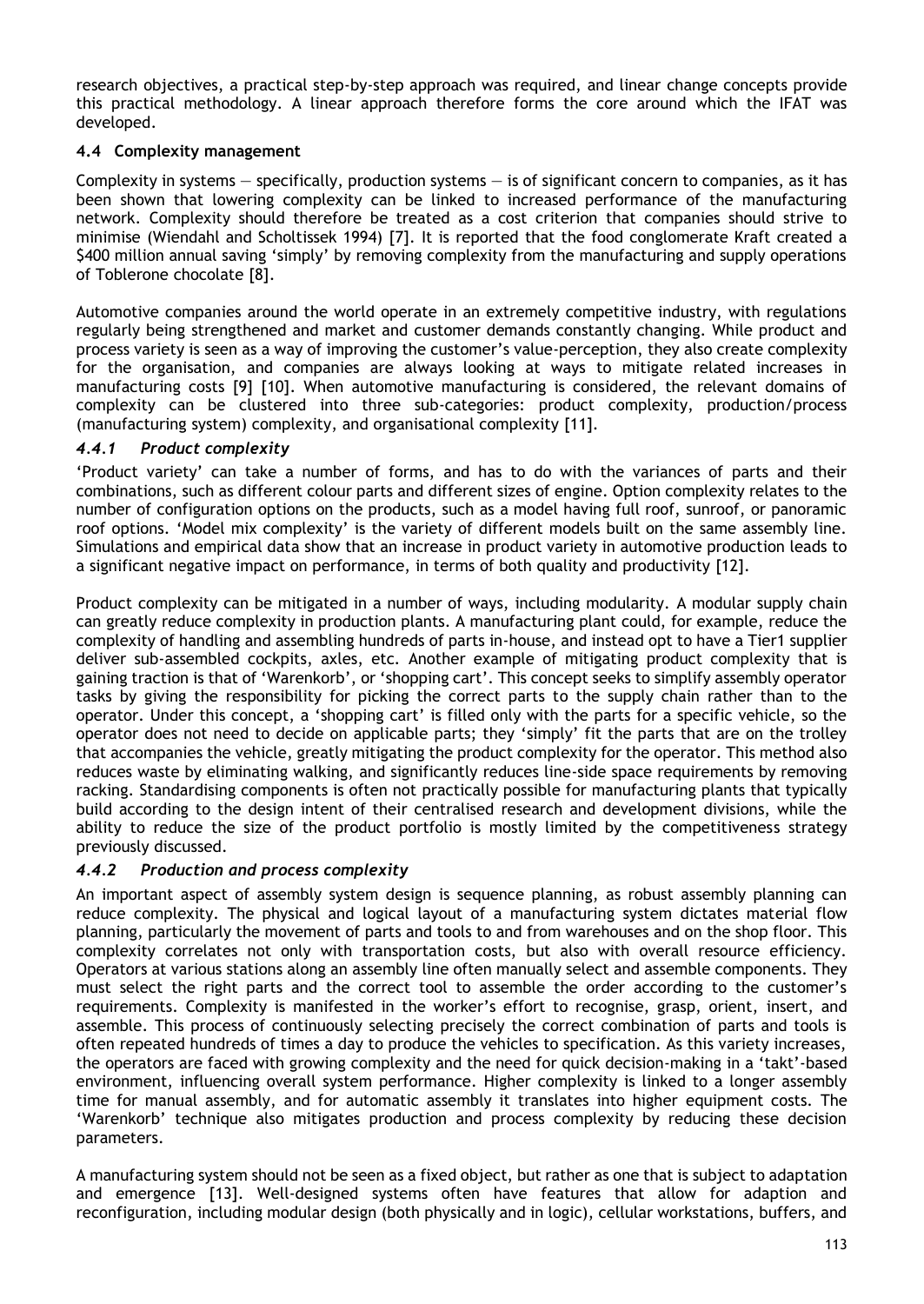research objectives, a practical step-by-step approach was required, and linear change concepts provide this practical methodology. A linear approach therefore forms the core around which the IFAT was developed.

## 4.4 Complexity management

Complexity in systems — specifically, production systems — is of significant concern to companies, as it has been shown that lowering complexity can be linked to increased performance of the manufacturing network. Complexity should therefore be treated as a cost criterion that companies should strive to minimise (Wiendahl and Scholtissek 1994) [7]. It is reported that the food conglomerate Kraft created a $400 million annual saving 'simply' by removing complexity from the manufacturing and supply operations of Toblerone chocolate [8].

Automotive companies around the world operate in an extremely competitive industry, with regulations regularly being strengthened and market and customer demands constantly changing. While product and process variety is seen as a way of improving the customer's value-perception, they also create complexity for the organisation, and companies are always looking at ways to mitigate related increases in manufacturing costs [9] [10]. When automotive manufacturing is considered, the relevant domains of complexity can be clustered into three sub-categories: product complexity, production/process (manufacturing system) complexity, and organisational complexity [11].

### *4.4.1 Product complexity*

'Product variety' can take a number of forms, and has to do with the variances of parts and their combinations, such as different colour parts and different sizes of engine. Option complexity relates to the number of configuration options on the products, such as a model having full roof, sunroof, or panoramic roof options. 'Model mix complexity' is the variety of different models built on the same assembly line. Simulations and empirical data show that an increase in product variety in automotive production leads to a significant negative impact on performance, in terms of both quality and productivity [12].

Product complexity can be mitigated in a number of ways, including modularity. A modular supply chain can greatly reduce complexity in production plants. A manufacturing plant could, for example, reduce the complexity of handling and assembling hundreds of parts in-house, and instead opt to have a Tier1 supplier deliver sub-assembled cockpits, axles, etc. Another example of mitigating product complexity that is gaining traction is that of 'Warenkorb', or 'shopping cart'. This concept seeks to simplify assembly operator tasks by giving the responsibility for picking the correct parts to the supply chain rather than to the operator. Under this concept, a 'shopping cart' is filled only with the parts for a specific vehicle, so the operator does not need to decide on applicable parts; they 'simply' fit the parts that are on the trolley that accompanies the vehicle, greatly mitigating the product complexity for the operator. This method also reduces waste by eliminating walking, and significantly reduces line-side space requirements by removing racking. Standardising components is often not practically possible for manufacturing plants that typically build according to the design intent of their centralised research and development divisions, while the ability to reduce the size of the product portfolio is mostly limited by the competitiveness strategy previously discussed.

### *4.4.2 Production and process complexity*

An important aspect of assembly system design is sequence planning, as robust assembly planning can reduce complexity. The physical and logical layout of a manufacturing system dictates material flow planning, particularly the movement of parts and tools to and from warehouses and on the shop floor. This complexity correlates not only with transportation costs, but also with overall resource efficiency. Operators at various stations along an assembly line often manually select and assemble components. They must select the right parts and the correct tool to assemble the order according to the customer's requirements. Complexity is manifested in the worker's effort to recognise, grasp, orient, insert, and assemble. This process of continuously selecting precisely the correct combination of parts and tools is often repeated hundreds of times a day to produce the vehicles to specification. As this variety increases, the operators are faced with growing complexity and the need for quick decision-making in a 'takt'-based environment, influencing overall system performance. Higher complexity is linked to a longer assembly time for manual assembly, and for automatic assembly it translates into higher equipment costs. The 'Warenkorb' technique also mitigates production and process complexity by reducing these decision parameters.

A manufacturing system should not be seen as a fixed object, but rather as one that is subject to adaptation and emergence [13]. Well-designed systems often have features that allow for adaption and reconfiguration, including modular design (both physically and in logic), cellular workstations, buffers, and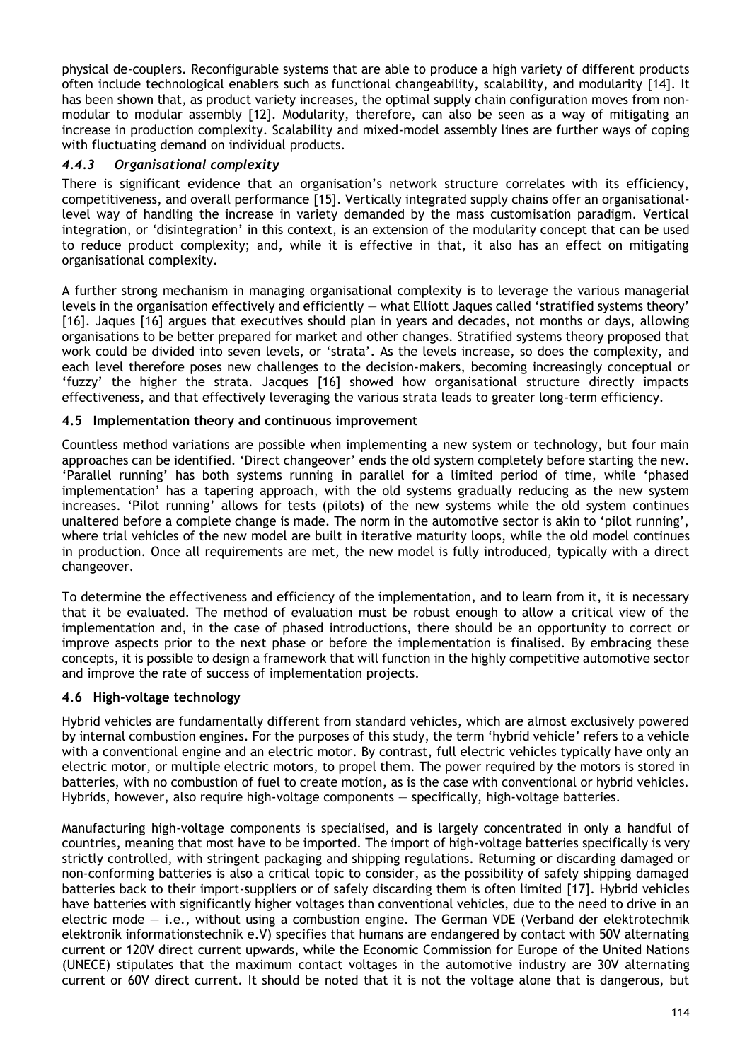physical de-couplers. Reconfigurable systems that are able to produce a high variety of different products often include technological enablers such as functional changeability, scalability, and modularity [14]. It has been shown that, as product variety increases, the optimal supply chain configuration moves from non-modular to modular assembly [12]. Modularity, therefore, can also be seen as a way of mitigating an increase in production complexity. Scalability and mixed-model assembly lines are further ways of coping with fluctuating demand on individual products.

#### *4.4.3 Organisational complexity*

There is significant evidence that an organisation's network structure correlates with its efficiency, competitiveness, and overall performance [15]. Vertically integrated supply chains offer an organisational-level way of handling the increase in variety demanded by the mass customisation paradigm. Vertical integration, or 'disintegration' in this context, is an extension of the modularity concept that can be used to reduce product complexity; and, while it is effective in that, it also has an effect on mitigating organisational complexity.

A further strong mechanism in managing organisational complexity is to leverage the various managerial levels in the organisation effectively and efficiently — what Elliott Jaques called 'stratified systems theory' [16]. Jaques [16] argues that executives should plan in years and decades, not months or days, allowing organisations to be better prepared for market and other changes. Stratified systems theory proposed that work could be divided into seven levels, or 'strata'. As the levels increase, so does the complexity, and each level therefore poses new challenges to the decision-makers, becoming increasingly conceptual or 'fuzzy' the higher the strata. Jacques [16] showed how organisational structure directly impacts effectiveness, and that effectively leveraging the various strata leads to greater long-term efficiency.

### 4.5 Implementation theory and continuous improvement

Countless method variations are possible when implementing a new system or technology, but four main approaches can be identified. 'Direct changeover' ends the old system completely before starting the new. 'Parallel running' has both systems running in parallel for a limited period of time, while 'phased implementation' has a tapering approach, with the old systems gradually reducing as the new system increases. 'Pilot running' allows for tests (pilots) of the new systems while the old system continues unaltered before a complete change is made. The norm in the automotive sector is akin to 'pilot running', where trial vehicles of the new model are built in iterative maturity loops, while the old model continues in production. Once all requirements are met, the new model is fully introduced, typically with a direct changeover.

To determine the effectiveness and efficiency of the implementation, and to learn from it, it is necessary that it be evaluated. The method of evaluation must be robust enough to allow a critical view of the implementation and, in the case of phased introductions, there should be an opportunity to correct or improve aspects prior to the next phase or before the implementation is finalised. By embracing these concepts, it is possible to design a framework that will function in the highly competitive automotive sector and improve the rate of success of implementation projects.

### 4.6 High-voltage technology

Hybrid vehicles are fundamentally different from standard vehicles, which are almost exclusively powered by internal combustion engines. For the purposes of this study, the term 'hybrid vehicle' refers to a vehicle with a conventional engine and an electric motor. By contrast, full electric vehicles typically have only an electric motor, or multiple electric motors, to propel them. The power required by the motors is stored in batteries, with no combustion of fuel to create motion, as is the case with conventional or hybrid vehicles. Hybrids, however, also require high-voltage components — specifically, high-voltage batteries.

Manufacturing high-voltage components is specialised, and is largely concentrated in only a handful of countries, meaning that most have to be imported. The import of high-voltage batteries specifically is very strictly controlled, with stringent packaging and shipping regulations. Returning or discarding damaged or non-conforming batteries is also a critical topic to consider, as the possibility of safely shipping damaged batteries back to their import-suppliers or of safely discarding them is often limited [17]. Hybrid vehicles have batteries with significantly higher voltages than conventional vehicles, due to the need to drive in an electric mode — i.e., without using a combustion engine. The German VDE (Verband der elektrotechnik elektronik informationstechnik e.V) specifies that humans are endangered by contact with 50V alternating current or 120V direct current upwards, while the Economic Commission for Europe of the United Nations (UNECE) stipulates that the maximum contact voltages in the automotive industry are 30V alternating current or 60V direct current. It should be noted that it is not the voltage alone that is dangerous, but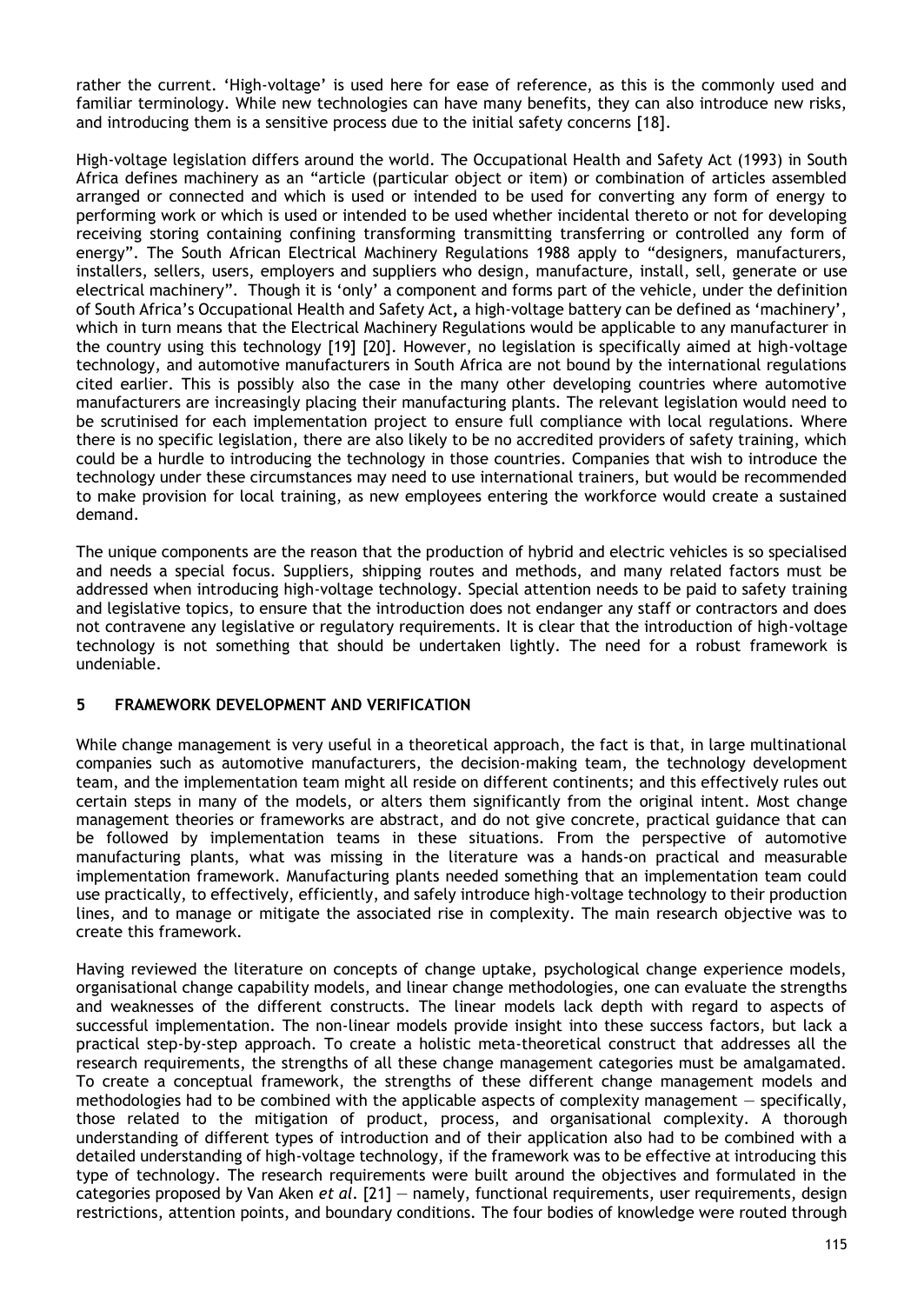rather the current. 'High-voltage' is used here for ease of reference, as this is the commonly used and familiar terminology. While new technologies can have many benefits, they can also introduce new risks, and introducing them is a sensitive process due to the initial safety concerns [18].

High-voltage legislation differs around the world. The Occupational Health and Safety Act (1993) in South Africa defines machinery as an "article (particular object or item) or combination of articles assembled arranged or connected and which is used or intended to be used for converting any form of energy to performing work or which is used or intended to be used whether incidental thereto or not for developing receiving storing containing confining transforming transmitting transferring or controlled any form of energy". The South African Electrical Machinery Regulations 1988 apply to "designers, manufacturers, installers, sellers, users, employers and suppliers who design, manufacture, install, sell, generate or use electrical machinery". Though it is 'only' a component and forms part of the vehicle, under the definition of South Africa's Occupational Health and Safety Act**,** a high-voltage battery can be defined as 'machinery', which in turn means that the Electrical Machinery Regulations would be applicable to any manufacturer in the country using this technology [19] [20]. However, no legislation is specifically aimed at high-voltage technology, and automotive manufacturers in South Africa are not bound by the international regulations cited earlier. This is possibly also the case in the many other developing countries where automotive manufacturers are increasingly placing their manufacturing plants. The relevant legislation would need to be scrutinised for each implementation project to ensure full compliance with local regulations. Where there is no specific legislation, there are also likely to be no accredited providers of safety training, which could be a hurdle to introducing the technology in those countries. Companies that wish to introduce the technology under these circumstances may need to use international trainers, but would be recommended to make provision for local training, as new employees entering the workforce would create a sustained demand.

The unique components are the reason that the production of hybrid and electric vehicles is so specialised and needs a special focus. Suppliers, shipping routes and methods, and many related factors must be addressed when introducing high-voltage technology. Special attention needs to be paid to safety training and legislative topics, to ensure that the introduction does not endanger any staff or contractors and does not contravene any legislative or regulatory requirements. It is clear that the introduction of high-voltage technology is not something that should be undertaken lightly. The need for a robust framework is undeniable.

## 5 FRAMEWORK DEVELOPMENT AND VERIFICATION

While change management is very useful in a theoretical approach, the fact is that, in large multinational companies such as automotive manufacturers, the decision-making team, the technology development team, and the implementation team might all reside on different continents; and this effectively rules out certain steps in many of the models, or alters them significantly from the original intent. Most change management theories or frameworks are abstract, and do not give concrete, practical guidance that can be followed by implementation teams in these situations. From the perspective of automotive manufacturing plants, what was missing in the literature was a hands-on practical and measurable implementation framework. Manufacturing plants needed something that an implementation team could use practically, to effectively, efficiently, and safely introduce high-voltage technology to their production lines, and to manage or mitigate the associated rise in complexity. The main research objective was to create this framework.

Having reviewed the literature on concepts of change uptake, psychological change experience models, organisational change capability models, and linear change methodologies, one can evaluate the strengths and weaknesses of the different constructs. The linear models lack depth with regard to aspects of successful implementation. The non-linear models provide insight into these success factors, but lack a practical step-by-step approach. To create a holistic meta-theoretical construct that addresses all the research requirements, the strengths of all these change management categories must be amalgamated. To create a conceptual framework, the strengths of these different change management models and methodologies had to be combined with the applicable aspects of complexity management — specifically, those related to the mitigation of product, process, and organisational complexity. A thorough understanding of different types of introduction and of their application also had to be combined with a detailed understanding of high-voltage technology, if the framework was to be effective at introducing this type of technology. The research requirements were built around the objectives and formulated in the categories proposed by Van Aken *et al*. [21] — namely, functional requirements, user requirements, design restrictions, attention points, and boundary conditions. The four bodies of knowledge were routed through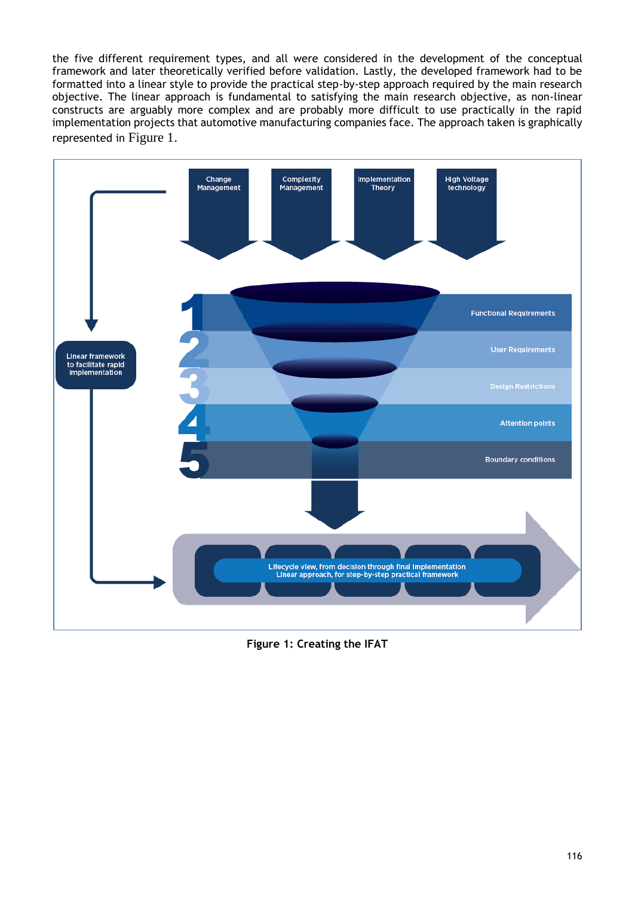the five different requirement types, and all were considered in the development of the conceptual framework and later theoretically verified before validation. Lastly, the developed framework had to be formatted into a linear style to provide the practical step-by-step approach required by the main research objective. The linear approach is fundamental to satisfying the main research objective, as non-linear constructs are arguably more complex and are probably more difficult to use practically in the rapid implementation projects that automotive manufacturing companies face. The approach taken is graphically represented in Figure 1.

**Figure 1: Creating the IFAT**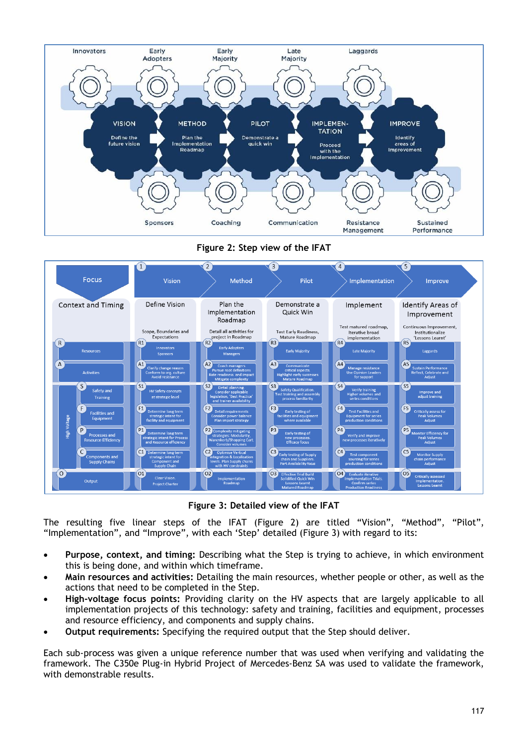**Figure 2: Step view of the IFAT**

**Figure 3: Detailed view of the IFAT**

The resulting five linear steps of the IFAT (Figure 2) are titled “Vision”, “Method”, “Pilot”, “Implementation”, and “Improve”, with each ‘Step’ detailed (Figure 3) with regard to its:

- **Purpose, context, and timing:** Describing what the Step is trying to achieve, in which environment this is being done, and within which timeframe.
- **Main resources and activities:** Detailing the main resources, whether people or other, as well as the actions that need to be completed in the Step.
- **High-voltage focus points:** Providing clarity on the HV aspects that are largely applicable to all implementation projects of this technology: safety and training, facilities and equipment, processes and resource efficiency, and components and supply chains.
- **Output requirements:** Specifying the required output that the Step should deliver.

Each sub-process was given a unique reference number that was used when verifying and validating the framework. The C350e Plug-in Hybrid Project of Mercedes-Benz SA was used to validate the framework, with demonstrable results.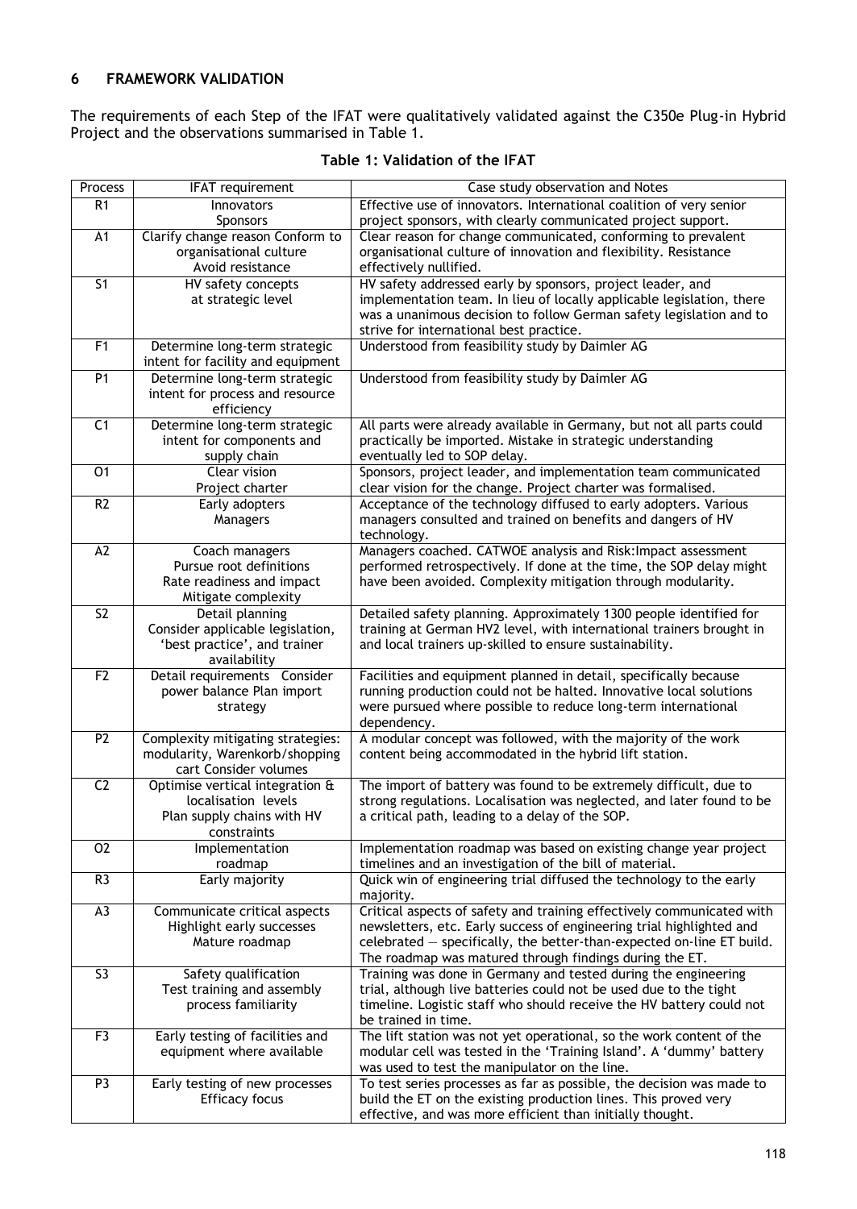## 6 FRAMEWORK VALIDATION

The requirements of each Step of the IFAT were qualitatively validated against the C350e Plug-in Hybrid Project and the observations summarised in Table 1.

**Table 1: Validation of the IFAT**

| Process | IFAT requirement | Case study observation and Notes |
|---|---|---|
| R1 | Innovators Sponsors | Effective use of innovators. International coalition of very senior project sponsors, with clearly communicated project support. |
| A1 | Clarify change reason Conform to organisational culture Avoid resistance | Clear reason for change communicated, conforming to prevalent organisational culture of innovation and flexibility. Resistance effectively nullified. |
| S1 | HV safety concepts at strategic level | HV safety addressed early by sponsors, project leader, and implementation team. In lieu of locally applicable legislation, there was a unanimous decision to follow German safety legislation and to strive for international best practice. |
| F1 | Determine long-term strategic intent for facility and equipment | Understood from feasibility study by Daimler AG |
| P1 | Determine long-term strategic intent for process and resource efficiency | Understood from feasibility study by Daimler AG |
| C1 | Determine long-term strategic intent for components and supply chain | All parts were already available in Germany, but not all parts could practically be imported. Mistake in strategic understanding eventually led to SOP delay. |
| O1 | Clear vision Project charter | Sponsors, project leader, and implementation team communicated clear vision for the change. Project charter was formalised. |
| R2 | Early adopters Managers | Acceptance of the technology diffused to early adopters. Various managers consulted and trained on benefits and dangers of HV technology. |
| A2 | Coach managers Pursue root definitions Rate readiness and impact Mitigate complexity | Managers coached. CATWOE analysis and Risk:Impact assessment performed retrospectively. If done at the time, the SOP delay might have been avoided. Complexity mitigation through modularity. |
| S2 | Detail planning Consider applicable legislation, 'best practice', and trainer availability | Detailed safety planning. Approximately 1300 people identified for training at German HV2 level, with international trainers brought in and local trainers up-skilled to ensure sustainability. |
| F2 | Detail requirements Consider power balance Plan import strategy | Facilities and equipment planned in detail, specifically because running production could not be halted. Innovative local solutions were pursued where possible to reduce long-term international dependency. |
| P2 | Complexity mitigating strategies: modularity, Warenkorb/shopping cart Consider volumes | A modular concept was followed, with the majority of the work content being accommodated in the hybrid lift station. |
| C2 | Optimise vertical integration & localisation levels Plan supply chains with HV constraints | The import of battery was found to be extremely difficult, due to strong regulations. Localisation was neglected, and later found to be a critical path, leading to a delay of the SOP. |
| O2 | Implementation roadmap | Implementation roadmap was based on existing change year project timelines and an investigation of the bill of material. |
| R3 | Early majority | Quick win of engineering trial diffused the technology to the early majority. |
| A3 | Communicate critical aspects Highlight early successes Mature roadmap | Critical aspects of safety and training effectively communicated with newsletters, etc. Early success of engineering trial highlighted and celebrated — specifically, the better-than-expected on-line ET build. The roadmap was matured through findings during the ET. |
| S3 | Safety qualification Test training and assembly process familiarity | Training was done in Germany and tested during the engineering trial, although live batteries could not be used due to the tight timeline. Logistic staff who should receive the HV battery could not be trained in time. |
| F3 | Early testing of facilities and equipment where available | The lift station was not yet operational, so the work content of the modular cell was tested in the 'Training Island'. A 'dummy' battery was used to test the manipulator on the line. |
| P3 | Early testing of new processes Efficacy focus | To test series processes as far as possible, the decision was made to build the ET on the existing production lines. This proved very effective, and was more efficient than initially thought. |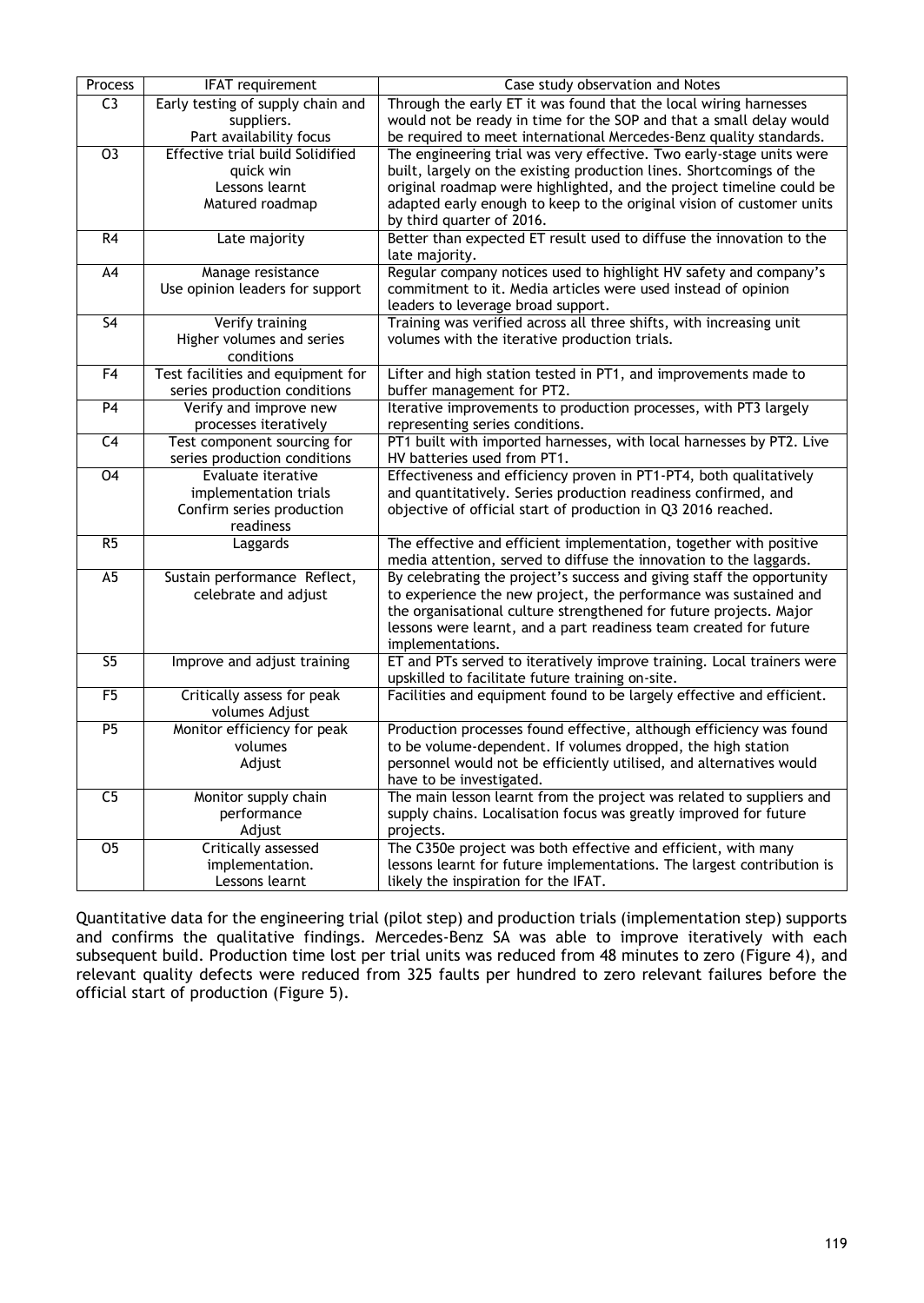| Process | IFAT requirement | Case study observation and Notes |
| --- | --- | --- |
| C3 | Early testing of supply chain and suppliers. Part availability focus | Through the early ET it was found that the local wiring harnesses would not be ready in time for the SOP and that a small delay would be required to meet international Mercedes-Benz quality standards. |
| O3 | Effective trial build Solidified quick win Lessons learnt Matured roadmap | The engineering trial was very effective. Two early-stage units were built, largely on the existing production lines. Shortcomings of the original roadmap were highlighted, and the project timeline could be adapted early enough to keep to the original vision of customer units by third quarter of 2016. |
| R4 | Late majority | Better than expected ET result used to diffuse the innovation to the late majority. |
| A4 | Manage resistance Use opinion leaders for support | Regular company notices used to highlight HV safety and company's commitment to it. Media articles were used instead of opinion leaders to leverage broad support. |
| S4 | Verify training Higher volumes and series conditions | Training was verified across all three shifts, with increasing unit volumes with the iterative production trials. |
| F4 | Test facilities and equipment for series production conditions | Lifter and high station tested in PT1, and improvements made to buffer management for PT2. |
| P4 | Verify and improve new processes iteratively | Iterative improvements to production processes, with PT3 largely representing series conditions. |
| C4 | Test component sourcing for series production conditions | PT1 built with imported harnesses, with local harnesses by PT2. Live HV batteries used from PT1. |
| O4 | Evaluate iterative implementation trials Confirm series production readiness | Effectiveness and efficiency proven in PT1-PT4, both qualitatively and quantitatively. Series production readiness confirmed, and objective of official start of production in Q3 2016 reached. |
| R5 | Laggards | The effective and efficient implementation, together with positive media attention, served to diffuse the innovation to the laggards. |
| A5 | Sustain performance Reflect, celebrate and adjust | By celebrating the project's success and giving staff the opportunity to experience the new project, the performance was sustained and the organisational culture strengthened for future projects. Major lessons were learnt, and a part readiness team created for future implementations. |
| S5 | Improve and adjust training | ET and PTs served to iteratively improve training. Local trainers were upskilled to facilitate future training on-site. |
| F5 | Critically assess for peak volumes Adjust | Facilities and equipment found to be largely effective and efficient. |
| P5 | Monitor efficiency for peak volumes Adjust | Production processes found effective, although efficiency was found to be volume-dependent. If volumes dropped, the high station personnel would not be efficiently utilised, and alternatives would have to be investigated. |
| C5 | Monitor supply chain performance Adjust | The main lesson learnt from the project was related to suppliers and supply chains. Localisation focus was greatly improved for future projects. |
| O5 | Critically assessed implementation. Lessons learnt | The C350e project was both effective and efficient, with many lessons learnt for future implementations. The largest contribution is likely the inspiration for the IFAT. |

Quantitative data for the engineering trial (pilot step) and production trials (implementation step) supports and confirms the qualitative findings. Mercedes-Benz SA was able to improve iteratively with each subsequent build. Production time lost per trial units was reduced from 48 minutes to zero (Figure 4), and relevant quality defects were reduced from 325 faults per hundred to zero relevant failures before the official start of production (Figure 5).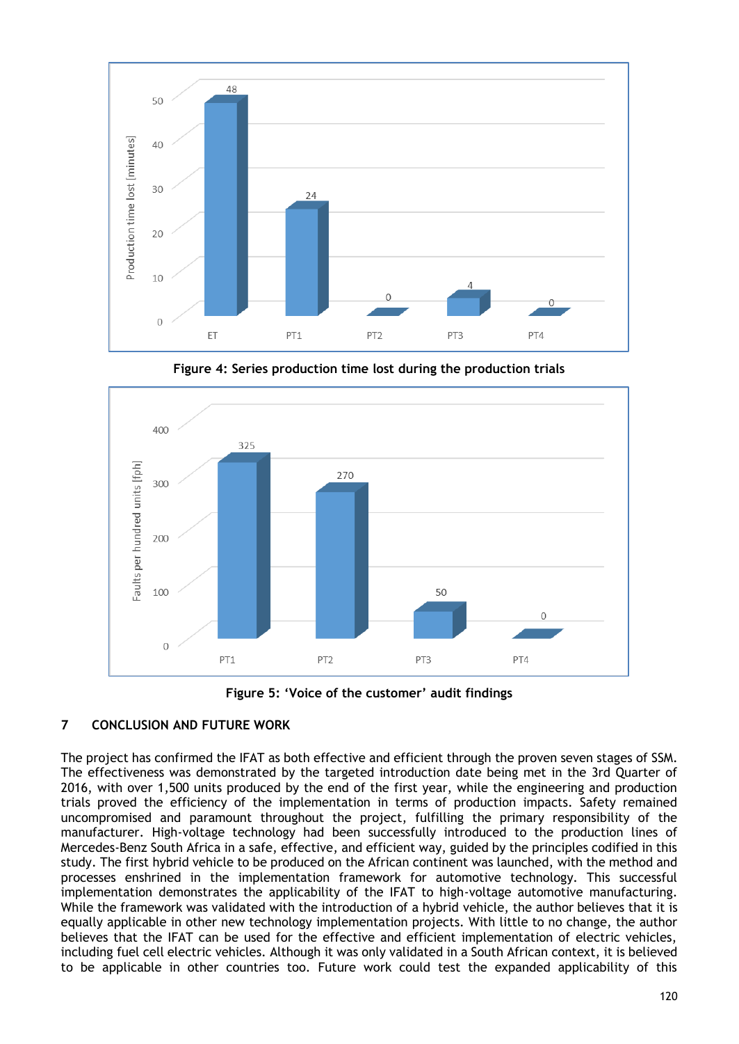Figure 4: Series production time lost during the production trials

Figure 5: 'Voice of the customer' audit findings

## 7 CONCLUSION AND FUTURE WORK

The project has confirmed the IFAT as both effective and efficient through the proven seven stages of SSM. The effectiveness was demonstrated by the targeted introduction date being met in the 3rd Quarter of 2016, with over 1,500 units produced by the end of the first year, while the engineering and production trials proved the efficiency of the implementation in terms of production impacts. Safety remained uncompromised and paramount throughout the project, fulfilling the primary responsibility of the manufacturer. High-voltage technology had been successfully introduced to the production lines of Mercedes-Benz South Africa in a safe, effective, and efficient way, guided by the principles codified in this study. The first hybrid vehicle to be produced on the African continent was launched, with the method and processes enshrined in the implementation framework for automotive technology. This successful implementation demonstrates the applicability of the IFAT to high-voltage automotive manufacturing. While the framework was validated with the introduction of a hybrid vehicle, the author believes that it is equally applicable in other new technology implementation projects. With little to no change, the author believes that the IFAT can be used for the effective and efficient implementation of electric vehicles, including fuel cell electric vehicles. Although it was only validated in a South African context, it is believed to be applicable in other countries too. Future work could test the expanded applicability of this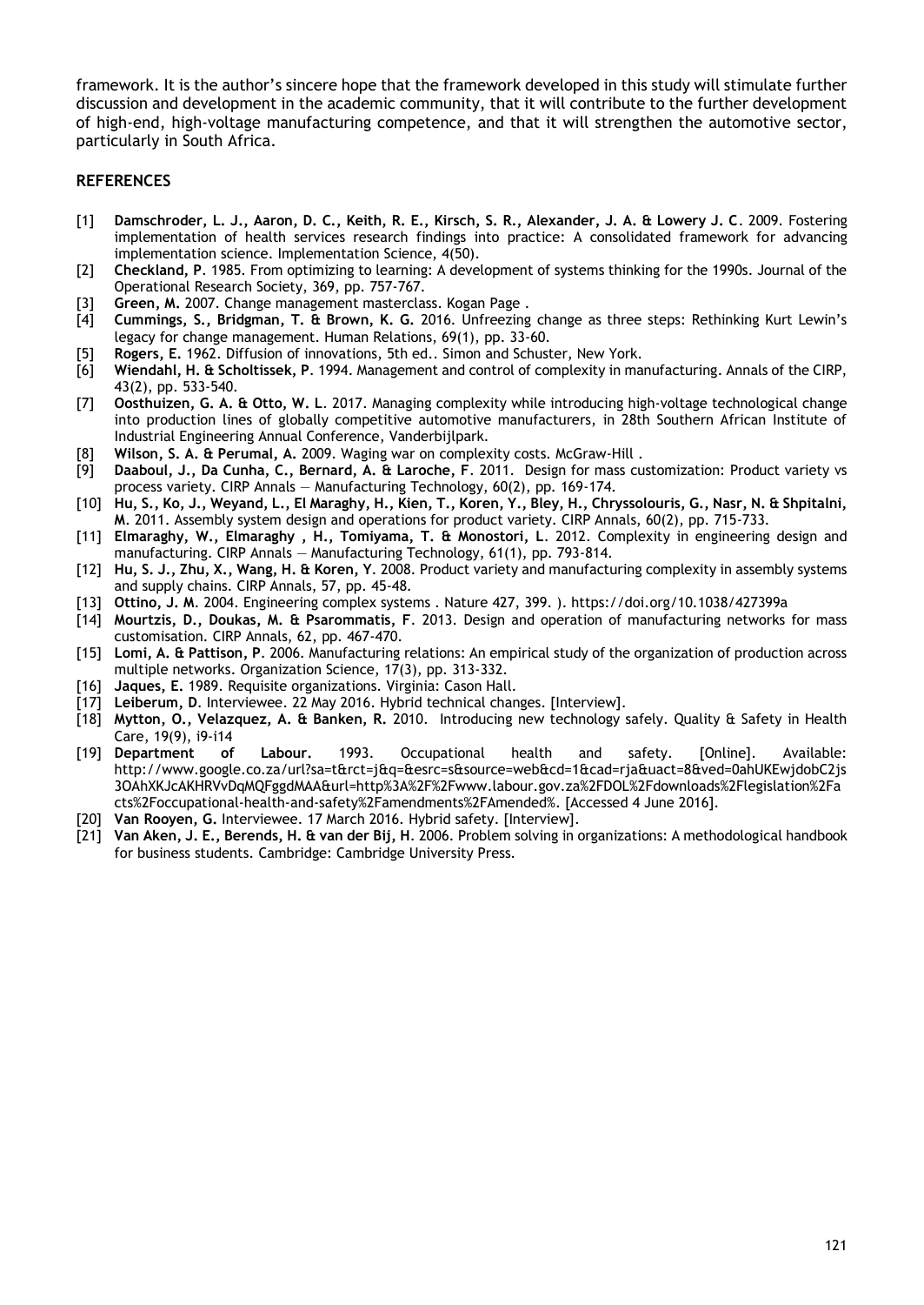framework. It is the author's sincere hope that the framework developed in this study will stimulate further discussion and development in the academic community, that it will contribute to the further development of high-end, high-voltage manufacturing competence, and that it will strengthen the automotive sector, particularly in South Africa.

## REFERENCES

[1] **Damschroder, L. J., Aaron, D. C., Keith, R. E., Kirsch, S. R., Alexander, J. A. & Lowery J. C**. 2009. Fostering implementation of health services research findings into practice: A consolidated framework for advancing implementation science. Implementation Science, 4(50).

[2] **Checkland, P**. 1985. From optimizing to learning: A development of systems thinking for the 1990s. Journal of the Operational Research Society, 369, pp. 757-767.

[3] **Green, M.** 2007. Change management masterclass. Kogan Page .

[4] **Cummings, S., Bridgman, T. & Brown, K. G.** 2016. Unfreezing change as three steps: Rethinking Kurt Lewin's legacy for change management. Human Relations, 69(1), pp. 33-60.

[5] **Rogers, E.** 1962. Diffusion of innovations, 5th ed.. Simon and Schuster, New York.

[6] **Wiendahl, H. & Scholtissek, P**. 1994. Management and control of complexity in manufacturing. Annals of the CIRP, 43(2), pp. 533-540.

[7] **Oosthuizen, G. A. & Otto, W. L**. 2017. Managing complexity while introducing high-voltage technological change into production lines of globally competitive automotive manufacturers, in 28th Southern African Institute of Industrial Engineering Annual Conference, Vanderbijlpark.

[8] **Wilson, S. A. & Perumal, A.** 2009. Waging war on complexity costs. McGraw-Hill .

[9] **Daaboul, J., Da Cunha, C., Bernard, A. & Laroche, F**. 2011. Design for mass customization: Product variety vs process variety. CIRP Annals — Manufacturing Technology, 60(2), pp. 169-174.

[10] **Hu, S., Ko, J., Weyand, L., El Maraghy, H., Kien, T., Koren, Y., Bley, H., Chryssolouris, G., Nasr, N. & Shpitalni, M**. 2011. Assembly system design and operations for product variety. CIRP Annals, 60(2), pp. 715-733.

[11] **Elmaraghy, W., Elmaraghy , H., Tomiyama, T. & Monostori, L**. 2012. Complexity in engineering design and manufacturing. CIRP Annals — Manufacturing Technology, 61(1), pp. 793-814.

[12] **Hu, S. J., Zhu, X., Wang, H. & Koren, Y**. 2008. Product variety and manufacturing complexity in assembly systems and supply chains. CIRP Annals, 57, pp. 45-48.

[13] **Ottino, J. M**. 2004. Engineering complex systems . Nature 427, 399. ). https://doi.org/10.1038/427399a

[14] **Mourtzis, D., Doukas, M. & Psarommatis, F**. 2013. Design and operation of manufacturing networks for mass customisation. CIRP Annals, 62, pp. 467-470.

[15] **Lomi, A. & Pattison, P**. 2006. Manufacturing relations: An empirical study of the organization of production across multiple networks. Organization Science, 17(3), pp. 313-332.

[16] **Jaques, E.** 1989. Requisite organizations. Virginia: Cason Hall.

[17] **Leiberum, D**. Interviewee. 22 May 2016. Hybrid technical changes. [Interview].

[18] **Mytton, O., Velazquez, A. & Banken, R.** 2010. Introducing new technology safely. Quality & Safety in Health Care, 19(9), i9-i14

[19] **Department of Labour.** 1993. Occupational health and safety. [Online]. Available: http://www.google.co.za/url?sa=t&rct=j&q=&esrc=s&source=web&cd=1&cad=rja&uact=8&ved=0ahUKEwjdobC2js3OAhXKJcAKHRVvDqMQFggdMAA&url=http%3A%2F%2Fwww.labour.gov.za%2FDOL%2Fdownloads%2Flegislation%2Facts%2Foccupational-health-and-safety%2Famendments%2FAmended%. [Accessed 4 June 2016].

[20] **Van Rooyen, G.** Interviewee. 17 March 2016. Hybrid safety. [Interview].

[21] **Van Aken, J. E., Berends, H. & van der Bij, H**. 2006. Problem solving in organizations: A methodological handbook for business students. Cambridge: Cambridge University Press.